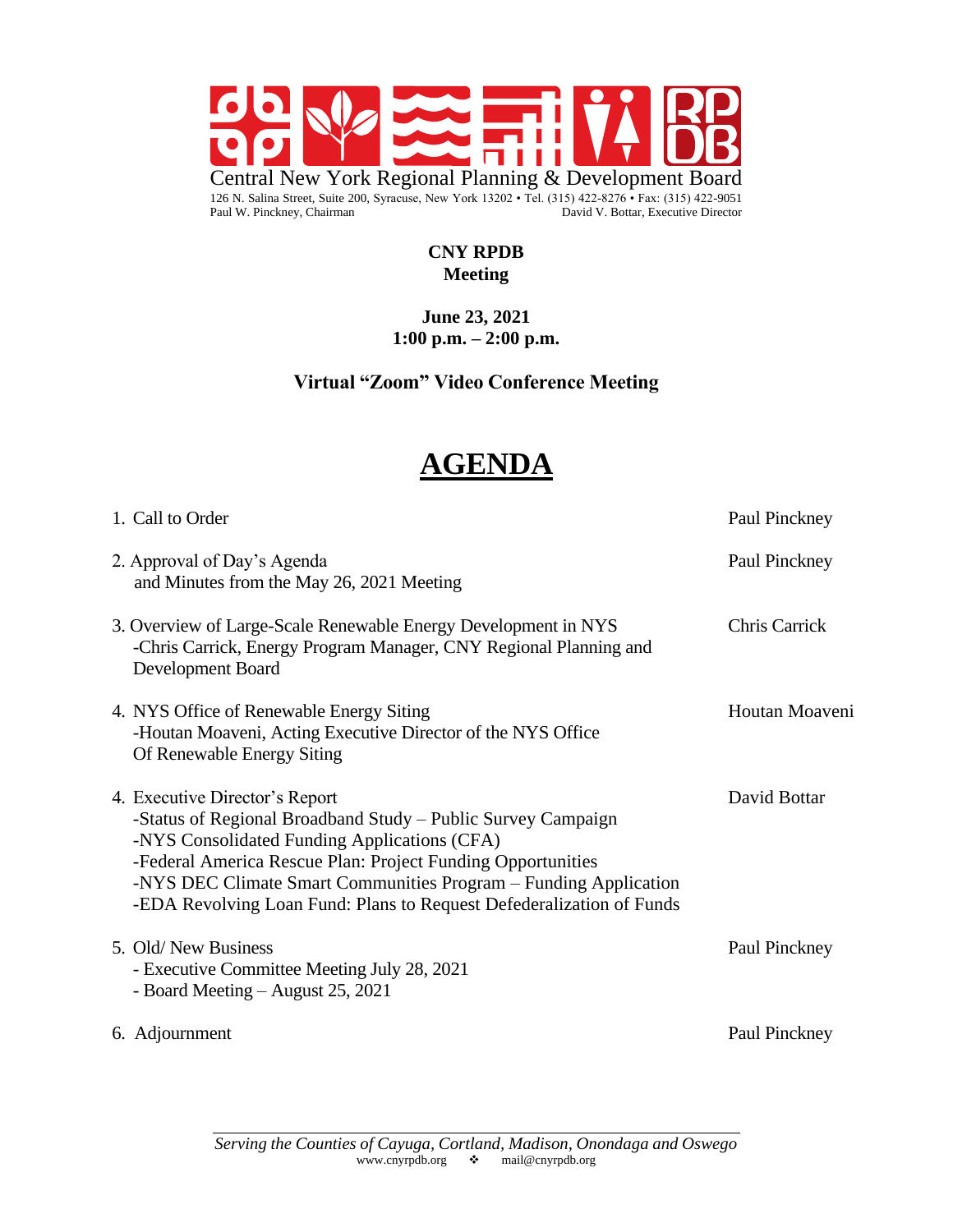Central New York Regional Planning & Development Board

126 N. Salina Street, Suite 200, Syracuse, New York 13202 • Tel. (315) 422-8276 • Fax: (315) 422-9051

Paul W. Pinckney, Chairman — David V. Bottar, Executive Director

**CNY RPDB**
**Meeting**

**June 23, 2021**
**1:00 p.m. – 2:00 p.m.**

**Virtual "Zoom" Video Conference Meeting**

# AGENDA

| | |
|---|---|
| 1. Call to Order | Paul Pinckney |
| 2. Approval of Day's Agenda and Minutes from the May 26, 2021 Meeting | Paul Pinckney |
| 3. Overview of Large-Scale Renewable Energy Development in NYS<br>-Chris Carrick, Energy Program Manager, CNY Regional Planning and Development Board | Chris Carrick |
| 4. NYS Office of Renewable Energy Siting<br>-Houtan Moaveni, Acting Executive Director of the NYS Office Of Renewable Energy Siting | Houtan Moaveni |
| 4. Executive Director's Report<br>-Status of Regional Broadband Study – Public Survey Campaign<br>-NYS Consolidated Funding Applications (CFA)<br>-Federal America Rescue Plan: Project Funding Opportunities<br>-NYS DEC Climate Smart Communities Program – Funding Application<br>-EDA Revolving Loan Fund: Plans to Request Defederalization of Funds | David Bottar |
| 5. Old/ New Business<br>- Executive Committee Meeting July 28, 2021<br>- Board Meeting – August 25, 2021 | Paul Pinckney |
| 6. Adjournment | Paul Pinckney |

*Serving the Counties of Cayuga, Cortland, Madison, Onondaga and Oswego*

www.cnyrpdb.org ❖ mail@cnyrpdb.org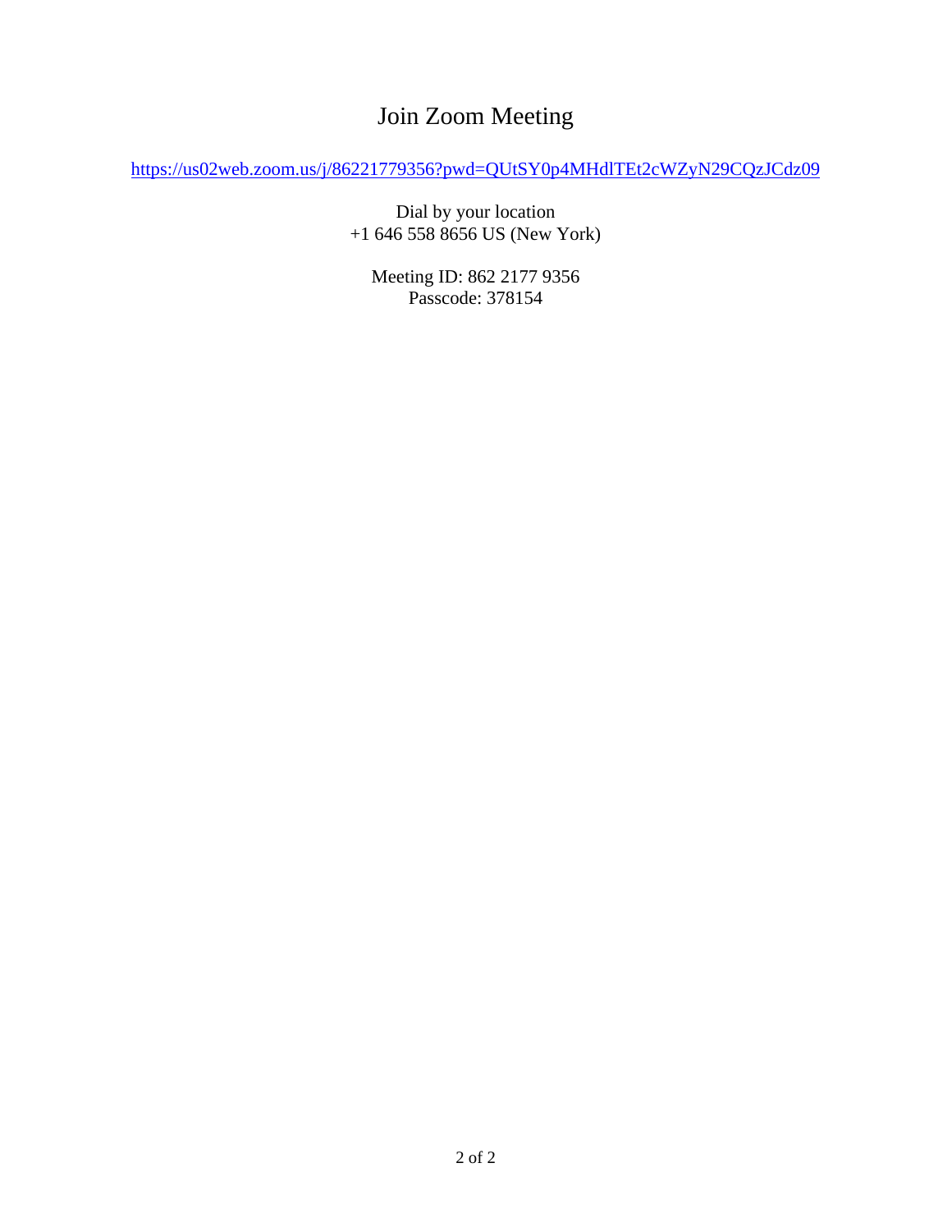# Join Zoom Meeting

https://us02web.zoom.us/j/86221779356?pwd=QUtSY0p4MHdlTEt2cWZyN29CQzJCdz09

Dial by your location
+1 646 558 8656 US (New York)

Meeting ID: 862 2177 9356
Passcode: 378154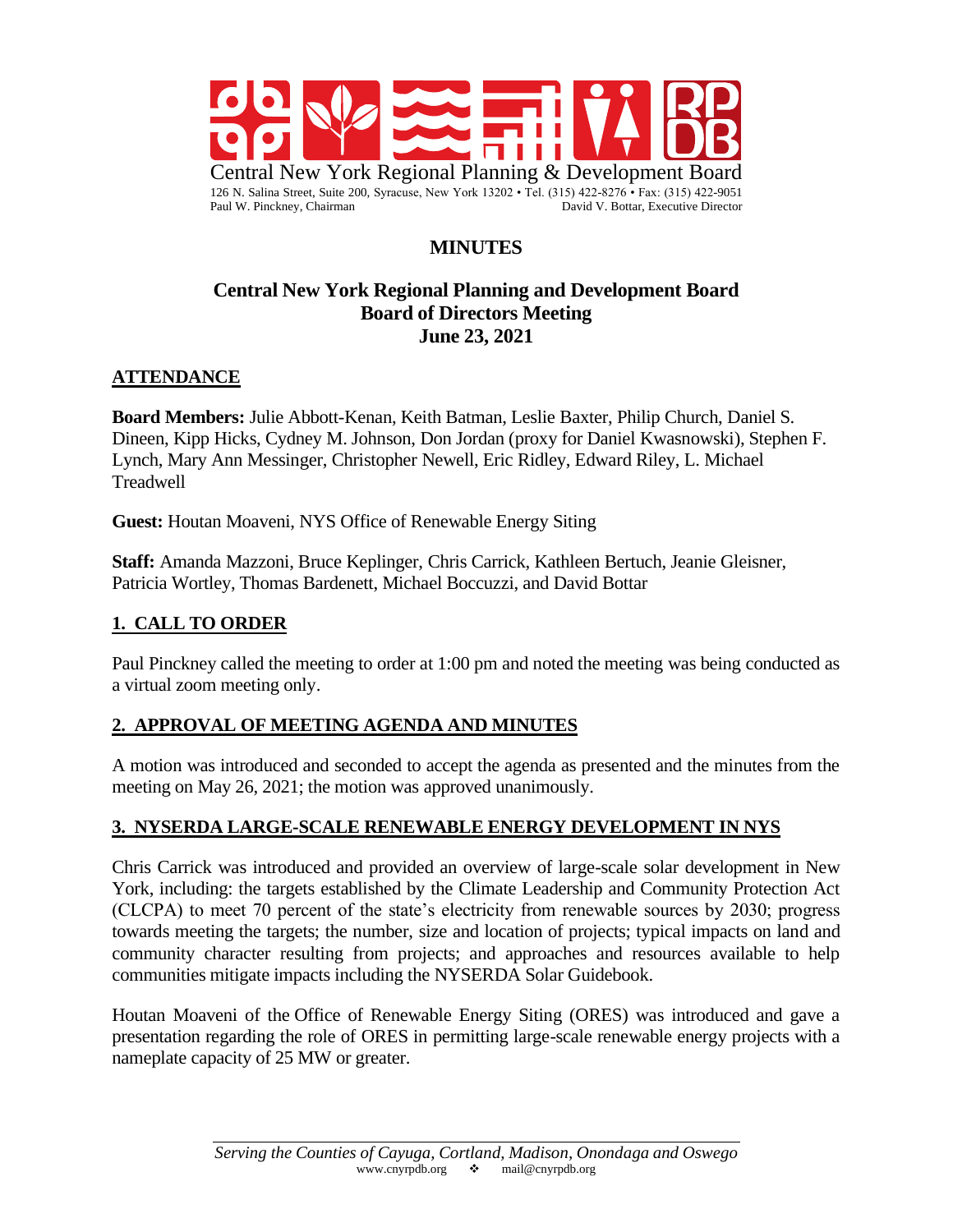Central New York Regional Planning & Development Board

126 N. Salina Street, Suite 200, Syracuse, New York 13202 • Tel. (315) 422-8276 • Fax: (315) 422-9051

Paul W. Pinckney, Chairman David V. Bottar, Executive Director

# MINUTES

## Central New York Regional Planning and Development Board Board of Directors Meeting June 23, 2021

## ATTENDANCE

**Board Members:** Julie Abbott-Kenan, Keith Batman, Leslie Baxter, Philip Church, Daniel S. Dineen, Kipp Hicks, Cydney M. Johnson, Don Jordan (proxy for Daniel Kwasnowski), Stephen F. Lynch, Mary Ann Messinger, Christopher Newell, Eric Ridley, Edward Riley, L. Michael Treadwell

**Guest:** Houtan Moaveni, NYS Office of Renewable Energy Siting

**Staff:** Amanda Mazzoni, Bruce Keplinger, Chris Carrick, Kathleen Bertuch, Jeanie Gleisner, Patricia Wortley, Thomas Bardenett, Michael Boccuzzi, and David Bottar

## 1. CALL TO ORDER

Paul Pinckney called the meeting to order at 1:00 pm and noted the meeting was being conducted as a virtual zoom meeting only.

## 2. APPROVAL OF MEETING AGENDA AND MINUTES

A motion was introduced and seconded to accept the agenda as presented and the minutes from the meeting on May 26, 2021; the motion was approved unanimously.

## 3. NYSERDA LARGE-SCALE RENEWABLE ENERGY DEVELOPMENT IN NYS

Chris Carrick was introduced and provided an overview of large-scale solar development in New York, including: the targets established by the Climate Leadership and Community Protection Act (CLCPA) to meet 70 percent of the state's electricity from renewable sources by 2030; progress towards meeting the targets; the number, size and location of projects; typical impacts on land and community character resulting from projects; and approaches and resources available to help communities mitigate impacts including the NYSERDA Solar Guidebook.

Houtan Moaveni of the Office of Renewable Energy Siting (ORES) was introduced and gave a presentation regarding the role of ORES in permitting large-scale renewable energy projects with a nameplate capacity of 25 MW or greater.

*Serving the Counties of Cayuga, Cortland, Madison, Onondaga and Oswego*

www.cnyrpdb.org ❖ mail@cnyrpdb.org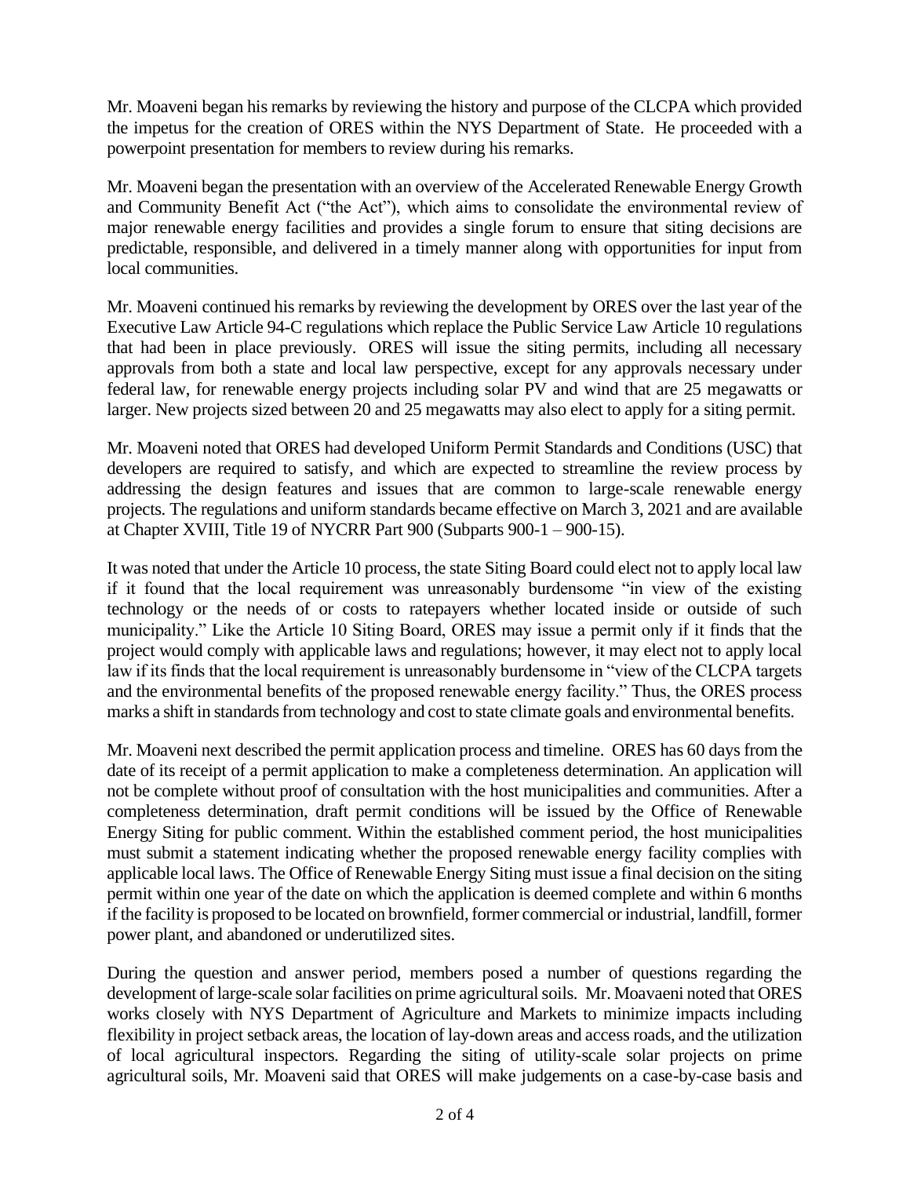Mr. Moaveni began his remarks by reviewing the history and purpose of the CLCPA which provided the impetus for the creation of ORES within the NYS Department of State. He proceeded with a powerpoint presentation for members to review during his remarks.

Mr. Moaveni began the presentation with an overview of the Accelerated Renewable Energy Growth and Community Benefit Act ("the Act"), which aims to consolidate the environmental review of major renewable energy facilities and provides a single forum to ensure that siting decisions are predictable, responsible, and delivered in a timely manner along with opportunities for input from local communities.

Mr. Moaveni continued his remarks by reviewing the development by ORES over the last year of the Executive Law Article 94-C regulations which replace the Public Service Law Article 10 regulations that had been in place previously. ORES will issue the siting permits, including all necessary approvals from both a state and local law perspective, except for any approvals necessary under federal law, for renewable energy projects including solar PV and wind that are 25 megawatts or larger. New projects sized between 20 and 25 megawatts may also elect to apply for a siting permit.

Mr. Moaveni noted that ORES had developed Uniform Permit Standards and Conditions (USC) that developers are required to satisfy, and which are expected to streamline the review process by addressing the design features and issues that are common to large-scale renewable energy projects. The regulations and uniform standards became effective on March 3, 2021 and are available at Chapter XVIII, Title 19 of NYCRR Part 900 (Subparts 900-1 – 900-15).

It was noted that under the Article 10 process, the state Siting Board could elect not to apply local law if it found that the local requirement was unreasonably burdensome "in view of the existing technology or the needs of or costs to ratepayers whether located inside or outside of such municipality." Like the Article 10 Siting Board, ORES may issue a permit only if it finds that the project would comply with applicable laws and regulations; however, it may elect not to apply local law if its finds that the local requirement is unreasonably burdensome in "view of the CLCPA targets and the environmental benefits of the proposed renewable energy facility." Thus, the ORES process marks a shift in standards from technology and cost to state climate goals and environmental benefits.

Mr. Moaveni next described the permit application process and timeline. ORES has 60 days from the date of its receipt of a permit application to make a completeness determination. An application will not be complete without proof of consultation with the host municipalities and communities. After a completeness determination, draft permit conditions will be issued by the Office of Renewable Energy Siting for public comment. Within the established comment period, the host municipalities must submit a statement indicating whether the proposed renewable energy facility complies with applicable local laws. The Office of Renewable Energy Siting must issue a final decision on the siting permit within one year of the date on which the application is deemed complete and within 6 months if the facility is proposed to be located on brownfield, former commercial or industrial, landfill, former power plant, and abandoned or underutilized sites.

During the question and answer period, members posed a number of questions regarding the development of large-scale solar facilities on prime agricultural soils. Mr. Moavaeni noted that ORES works closely with NYS Department of Agriculture and Markets to minimize impacts including flexibility in project setback areas, the location of lay-down areas and access roads, and the utilization of local agricultural inspectors. Regarding the siting of utility-scale solar projects on prime agricultural soils, Mr. Moaveni said that ORES will make judgements on a case-by-case basis and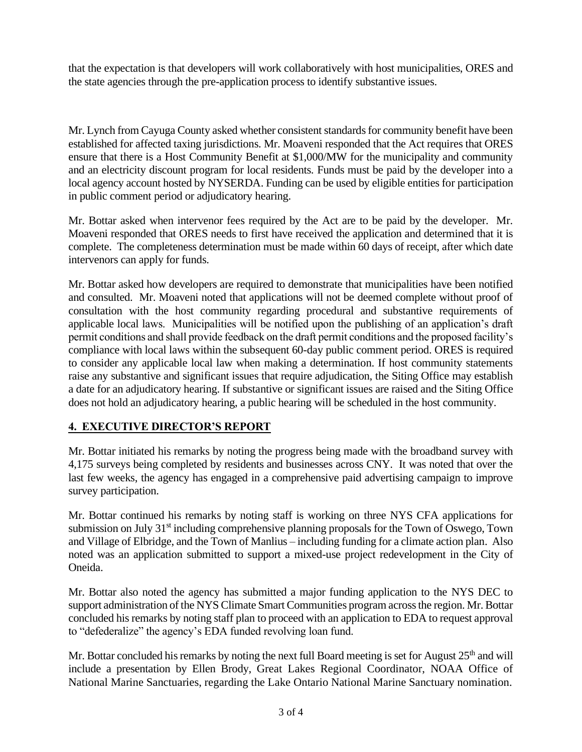that the expectation is that developers will work collaboratively with host municipalities, ORES and the state agencies through the pre-application process to identify substantive issues.

Mr. Lynch from Cayuga County asked whether consistent standards for community benefit have been established for affected taxing jurisdictions. Mr. Moaveni responded that the Act requires that ORES ensure that there is a Host Community Benefit at $1,000/MW for the municipality and community and an electricity discount program for local residents. Funds must be paid by the developer into a local agency account hosted by NYSERDA. Funding can be used by eligible entities for participation in public comment period or adjudicatory hearing.

Mr. Bottar asked when intervenor fees required by the Act are to be paid by the developer. Mr. Moaveni responded that ORES needs to first have received the application and determined that it is complete. The completeness determination must be made within 60 days of receipt, after which date intervenors can apply for funds.

Mr. Bottar asked how developers are required to demonstrate that municipalities have been notified and consulted. Mr. Moaveni noted that applications will not be deemed complete without proof of consultation with the host community regarding procedural and substantive requirements of applicable local laws. Municipalities will be notified upon the publishing of an application's draft permit conditions and shall provide feedback on the draft permit conditions and the proposed facility's compliance with local laws within the subsequent 60-day public comment period. ORES is required to consider any applicable local law when making a determination. If host community statements raise any substantive and significant issues that require adjudication, the Siting Office may establish a date for an adjudicatory hearing. If substantive or significant issues are raised and the Siting Office does not hold an adjudicatory hearing, a public hearing will be scheduled in the host community.

## 4. EXECUTIVE DIRECTOR'S REPORT

Mr. Bottar initiated his remarks by noting the progress being made with the broadband survey with 4,175 surveys being completed by residents and businesses across CNY. It was noted that over the last few weeks, the agency has engaged in a comprehensive paid advertising campaign to improve survey participation.

Mr. Bottar continued his remarks by noting staff is working on three NYS CFA applications for submission on July 31st including comprehensive planning proposals for the Town of Oswego, Town and Village of Elbridge, and the Town of Manlius – including funding for a climate action plan. Also noted was an application submitted to support a mixed-use project redevelopment in the City of Oneida.

Mr. Bottar also noted the agency has submitted a major funding application to the NYS DEC to support administration of the NYS Climate Smart Communities program across the region. Mr. Bottar concluded his remarks by noting staff plan to proceed with an application to EDA to request approval to "defederalize" the agency's EDA funded revolving loan fund.

Mr. Bottar concluded his remarks by noting the next full Board meeting is set for August 25th and will include a presentation by Ellen Brody, Great Lakes Regional Coordinator, NOAA Office of National Marine Sanctuaries, regarding the Lake Ontario National Marine Sanctuary nomination.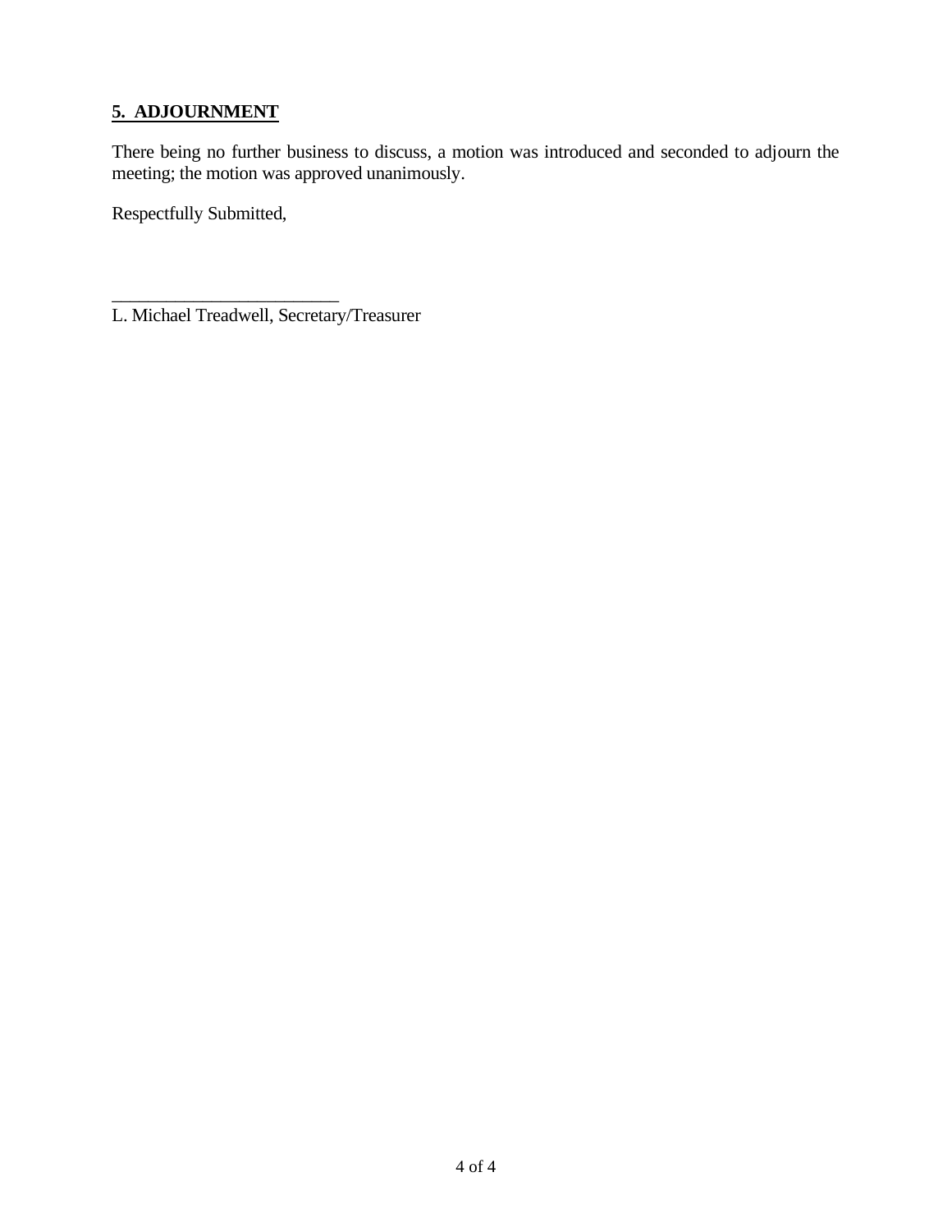## 5. ADJOURNMENT

There being no further business to discuss, a motion was introduced and seconded to adjourn the meeting; the motion was approved unanimously.

Respectfully Submitted,

_________________________

L. Michael Treadwell, Secretary/Treasurer